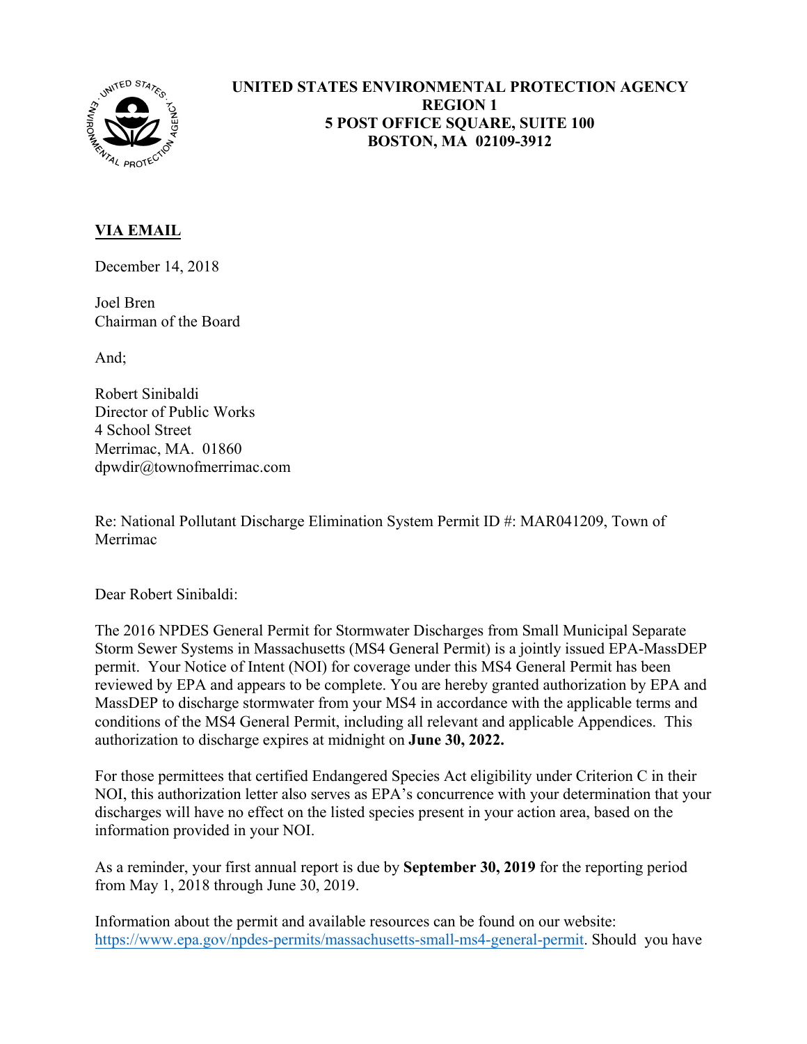**UNITED STATES ENVIRONMENTAL PROTECTION AGENCY**
**REGION 1**
**5 POST OFFICE SQUARE, SUITE 100**
**BOSTON, MA 02109-3912**

**VIA EMAIL**

December 14, 2018

Joel Bren
Chairman of the Board

And;

Robert Sinibaldi
Director of Public Works
4 School Street
Merrimac, MA. 01860
dpwdir@townofmerrimac.com

Re: National Pollutant Discharge Elimination System Permit ID #: MAR041209, Town of Merrimac

Dear Robert Sinibaldi:

The 2016 NPDES General Permit for Stormwater Discharges from Small Municipal Separate Storm Sewer Systems in Massachusetts (MS4 General Permit) is a jointly issued EPA-MassDEP permit. Your Notice of Intent (NOI) for coverage under this MS4 General Permit has been reviewed by EPA and appears to be complete. You are hereby granted authorization by EPA and MassDEP to discharge stormwater from your MS4 in accordance with the applicable terms and conditions of the MS4 General Permit, including all relevant and applicable Appendices. This authorization to discharge expires at midnight on **June 30, 2022.**

For those permittees that certified Endangered Species Act eligibility under Criterion C in their NOI, this authorization letter also serves as EPA's concurrence with your determination that your discharges will have no effect on the listed species present in your action area, based on the information provided in your NOI.

As a reminder, your first annual report is due by **September 30, 2019** for the reporting period from May 1, 2018 through June 30, 2019.

Information about the permit and available resources can be found on our website: https://www.epa.gov/npdes-permits/massachusetts-small-ms4-general-permit. Should you have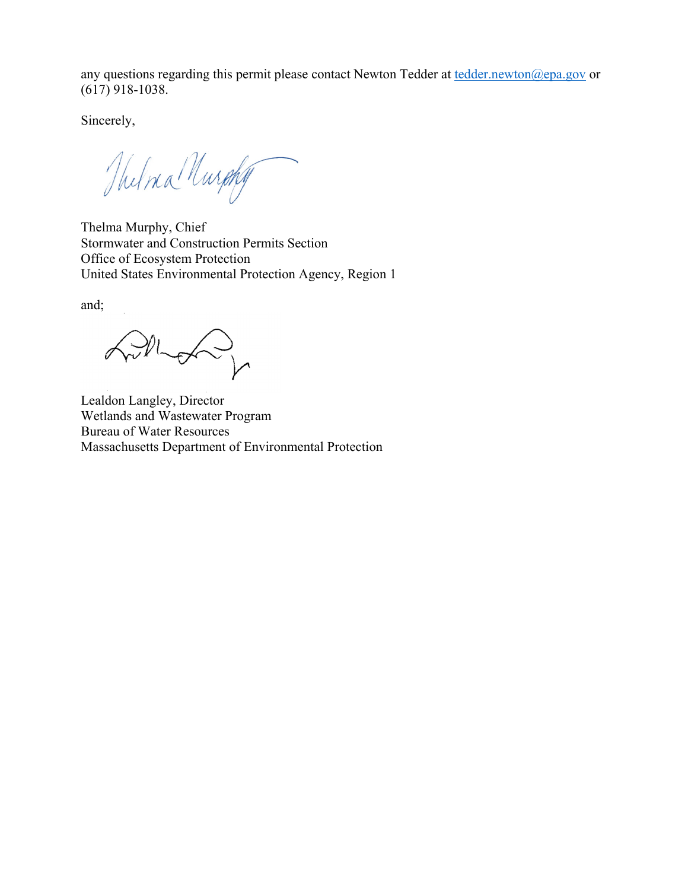any questions regarding this permit please contact Newton Tedder at tedder.newton@epa.gov or (617) 918-1038.

Sincerely,

Thelma Murphy, Chief
Stormwater and Construction Permits Section
Office of Ecosystem Protection
United States Environmental Protection Agency, Region 1

and;

Lealdon Langley, Director
Wetlands and Wastewater Program
Bureau of Water Resources
Massachusetts Department of Environmental Protection